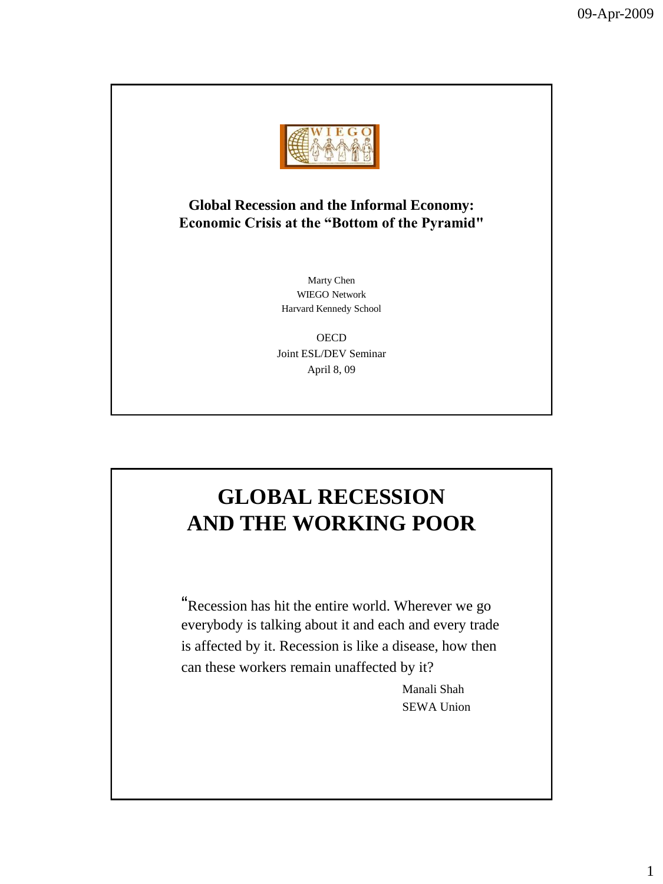# Global Recession and the Informal Economy: Economic Crisis at the "Bottom of the Pyramid"

Marty Chen
WIEGO Network
Harvard Kennedy School

OECD
Joint ESL/DEV Seminar
April 8, 09

# GLOBAL RECESSION AND THE WORKING POOR

"Recession has hit the entire world. Wherever we go everybody is talking about it and each and every trade is affected by it. Recession is like a disease, how then can these workers remain unaffected by it?

Manali Shah
SEWA Union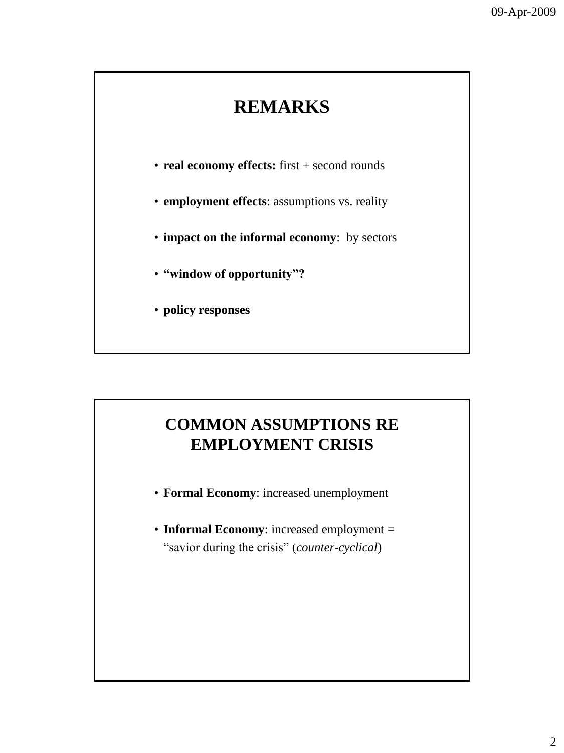## REMARKS

- **real economy effects:** first + second rounds
- **employment effects**: assumptions vs. reality
- **impact on the informal economy**: by sectors
- **"window of opportunity"?**
- **policy responses**

## COMMON ASSUMPTIONS RE EMPLOYMENT CRISIS

- **Formal Economy**: increased unemployment
- **Informal Economy**: increased employment = "savior during the crisis" (*counter-cyclical*)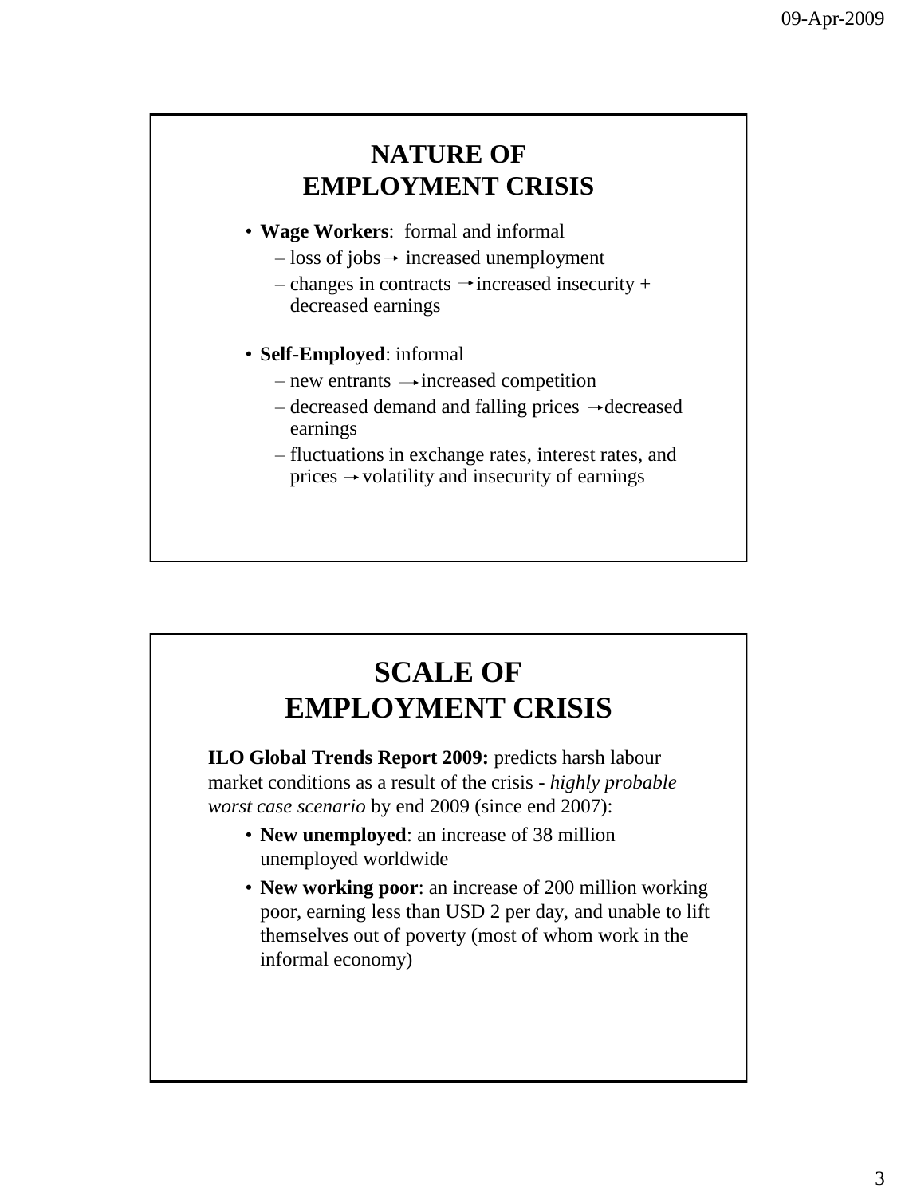## NATURE OF EMPLOYMENT CRISIS

- **Wage Workers**: formal and informal
  - loss of jobs → increased unemployment
  - changes in contracts → increased insecurity + decreased earnings
- **Self-Employed**: informal
  - new entrants → increased competition
  - decreased demand and falling prices → decreased earnings
  - fluctuations in exchange rates, interest rates, and prices → volatility and insecurity of earnings

## SCALE OF EMPLOYMENT CRISIS

**ILO Global Trends Report 2009:** predicts harsh labour market conditions as a result of the crisis - *highly probable worst case scenario* by end 2009 (since end 2007):

- **New unemployed**: an increase of 38 million unemployed worldwide
- **New working poor**: an increase of 200 million working poor, earning less than USD 2 per day, and unable to lift themselves out of poverty (most of whom work in the informal economy)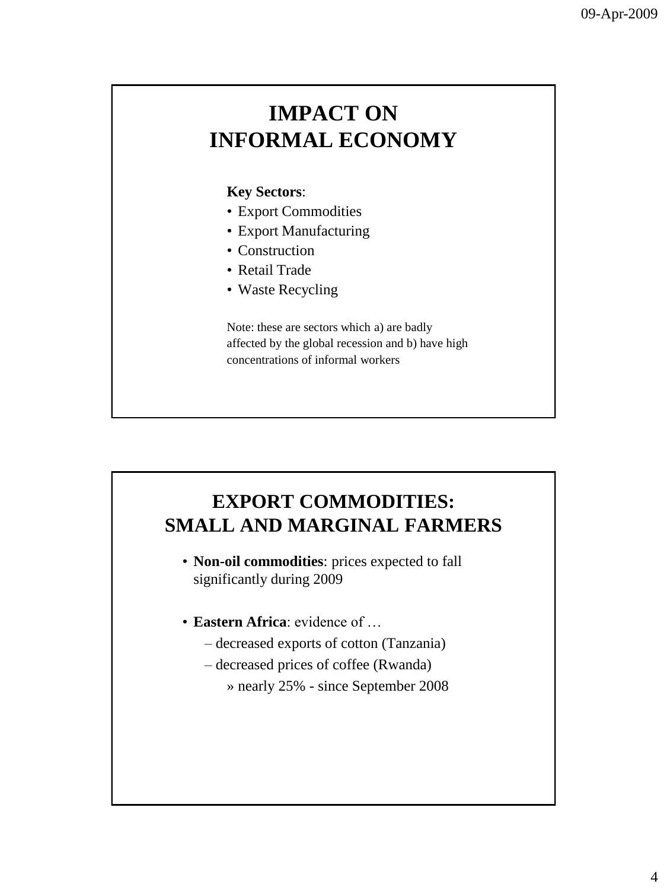## IMPACT ON INFORMAL ECONOMY

**Key Sectors**:

- Export Commodities
- Export Manufacturing
- Construction
- Retail Trade
- Waste Recycling

Note: these are sectors which a) are badly affected by the global recession and b) have high concentrations of informal workers

## EXPORT COMMODITIES: SMALL AND MARGINAL FARMERS

- **Non-oil commodities**: prices expected to fall significantly during 2009
- **Eastern Africa**: evidence of …
  - decreased exports of cotton (Tanzania)
  - decreased prices of coffee (Rwanda)
    - nearly 25% - since September 2008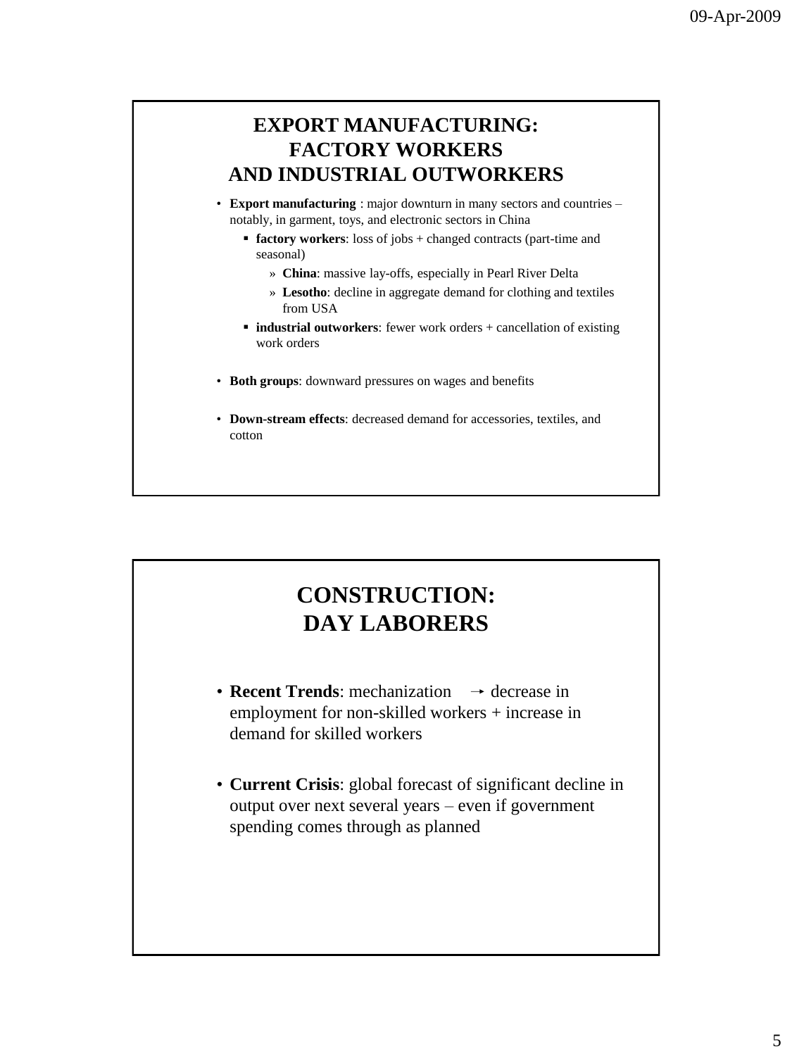## EXPORT MANUFACTURING: FACTORY WORKERS AND INDUSTRIAL OUTWORKERS

- **Export manufacturing** : major downturn in many sectors and countries – notably, in garment, toys, and electronic sectors in China
  - **factory workers**: loss of jobs + changed contracts (part-time and seasonal)
    - **China**: massive lay-offs, especially in Pearl River Delta
    - **Lesotho**: decline in aggregate demand for clothing and textiles from USA
  - **industrial outworkers**: fewer work orders + cancellation of existing work orders
- **Both groups**: downward pressures on wages and benefits
- **Down-stream effects**: decreased demand for accessories, textiles, and cotton

## CONSTRUCTION: DAY LABORERS

- **Recent Trends**: mechanization → decrease in employment for non-skilled workers + increase in demand for skilled workers
- **Current Crisis**: global forecast of significant decline in output over next several years – even if government spending comes through as planned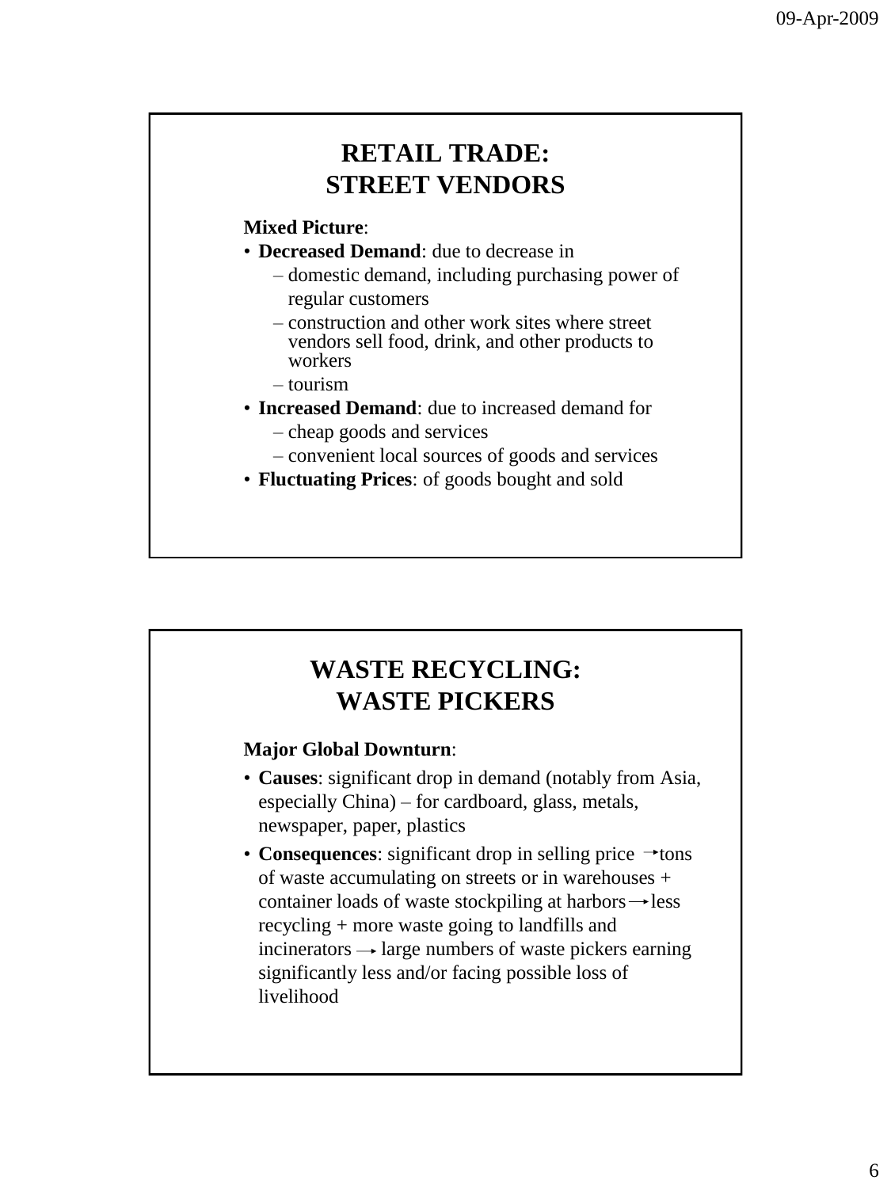## RETAIL TRADE: STREET VENDORS

**Mixed Picture**:

- **Decreased Demand**: due to decrease in
  - domestic demand, including purchasing power of regular customers
  - construction and other work sites where street vendors sell food, drink, and other products to workers
  - tourism
- **Increased Demand**: due to increased demand for
  - cheap goods and services
  - convenient local sources of goods and services
- **Fluctuating Prices**: of goods bought and sold

## WASTE RECYCLING: WASTE PICKERS

**Major Global Downturn**:

- **Causes**: significant drop in demand (notably from Asia, especially China) – for cardboard, glass, metals, newspaper, paper, plastics
- **Consequences**: significant drop in selling price → tons of waste accumulating on streets or in warehouses + container loads of waste stockpiling at harbors → less recycling + more waste going to landfills and incinerators → large numbers of waste pickers earning significantly less and/or facing possible loss of livelihood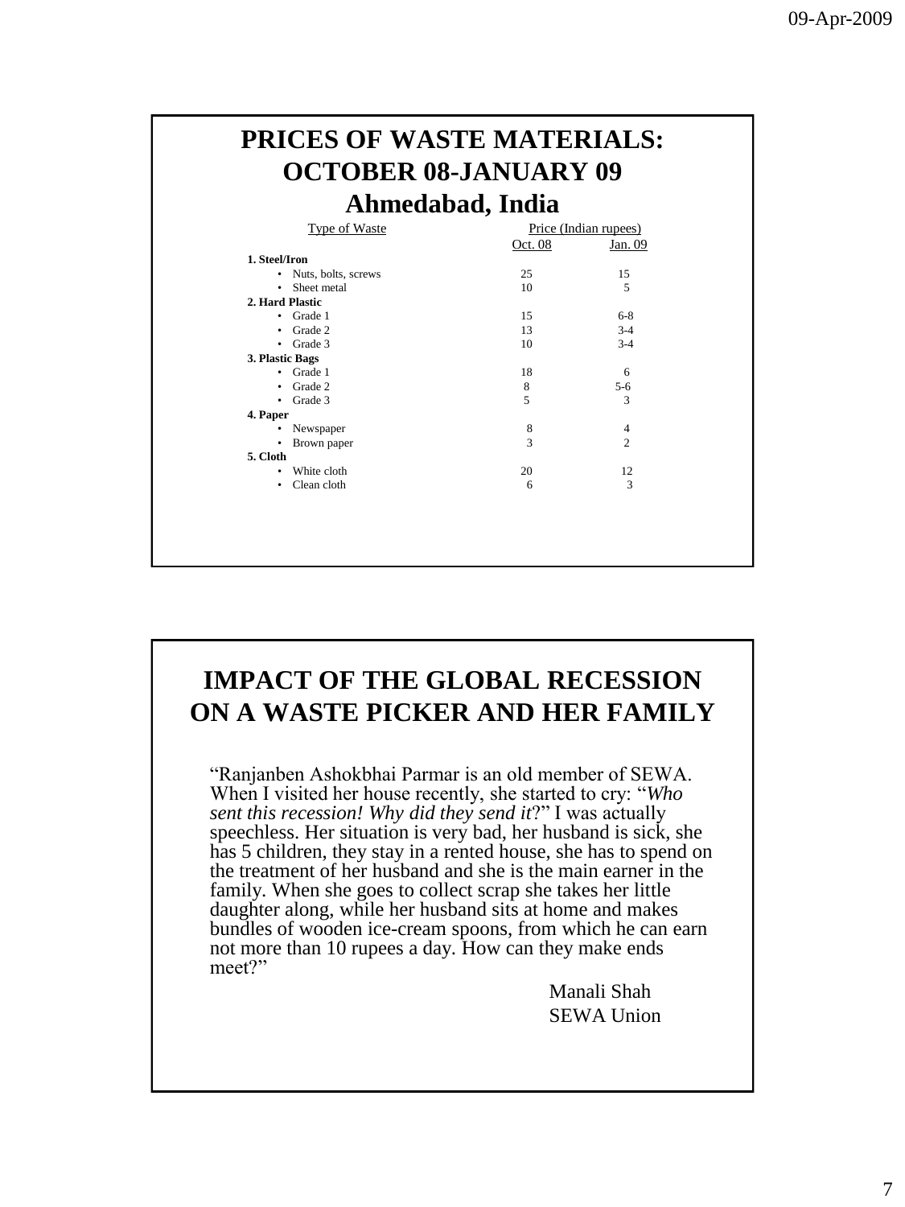# PRICES OF WASTE MATERIALS: OCTOBER 08-JANUARY 09 Ahmedabad, India

| Type of Waste | Price (Indian rupees) | |
|---|---|---|
| | Oct. 08 | Jan. 09 |
| **1. Steel/Iron** | | |
| • Nuts, bolts, screws | 25 | 15 |
| • Sheet metal | 10 | 5 |
| **2. Hard Plastic** | | |
| • Grade 1 | 15 | 6-8 |
| • Grade 2 | 13 | 3-4 |
| • Grade 3 | 10 | 3-4 |
| **3. Plastic Bags** | | |
| • Grade 1 | 18 | 6 |
| • Grade 2 | 8 | 5-6 |
| • Grade 3 | 5 | 3 |
| **4. Paper** | | |
| • Newspaper | 8 | 4 |
| • Brown paper | 3 | 2 |
| **5. Cloth** | | |
| • White cloth | 20 | 12 |
| • Clean cloth | 6 | 3 |

# IMPACT OF THE GLOBAL RECESSION ON A WASTE PICKER AND HER FAMILY

"Ranjanben Ashokbhai Parmar is an old member of SEWA. When I visited her house recently, she started to cry: "*Who sent this recession! Why did they send it*?" I was actually speechless. Her situation is very bad, her husband is sick, she has 5 children, they stay in a rented house, she has to spend on the treatment of her husband and she is the main earner in the family. When she goes to collect scrap she takes her little daughter along, while her husband sits at home and makes bundles of wooden ice-cream spoons, from which he can earn not more than 10 rupees a day. How can they make ends meet?"

Manali Shah
SEWA Union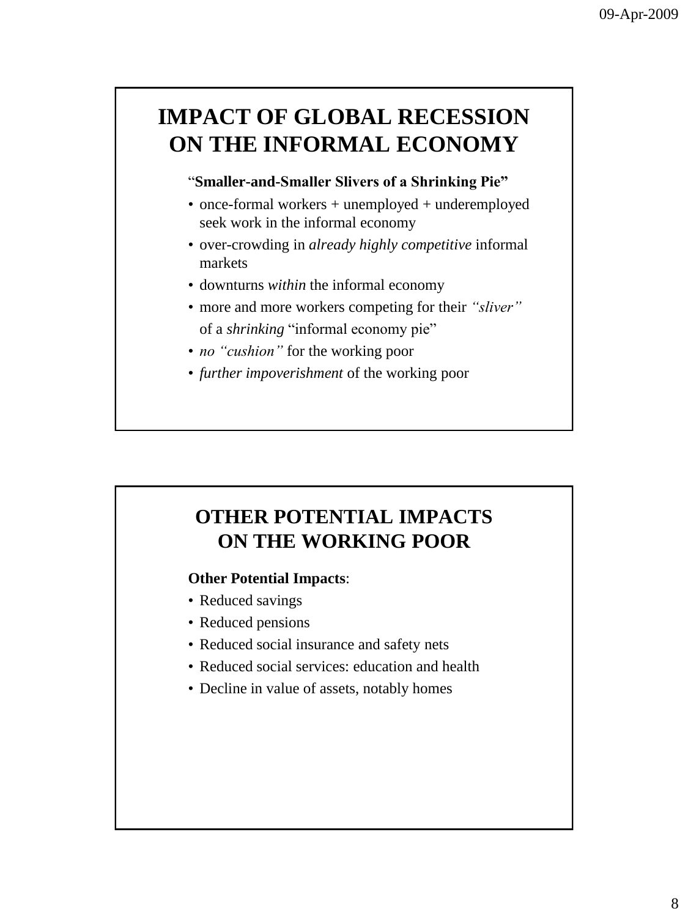# IMPACT OF GLOBAL RECESSION ON THE INFORMAL ECONOMY

"**Smaller-and-Smaller Slivers of a Shrinking Pie"**

- once-formal workers + unemployed + underemployed seek work in the informal economy
- over-crowding in *already highly competitive* informal markets
- downturns *within* the informal economy
- more and more workers competing for their *"sliver"* of a *shrinking* "informal economy pie"
- *no "cushion"* for the working poor
- *further impoverishment* of the working poor

# OTHER POTENTIAL IMPACTS ON THE WORKING POOR

**Other Potential Impacts**:

- Reduced savings
- Reduced pensions
- Reduced social insurance and safety nets
- Reduced social services: education and health
- Decline in value of assets, notably homes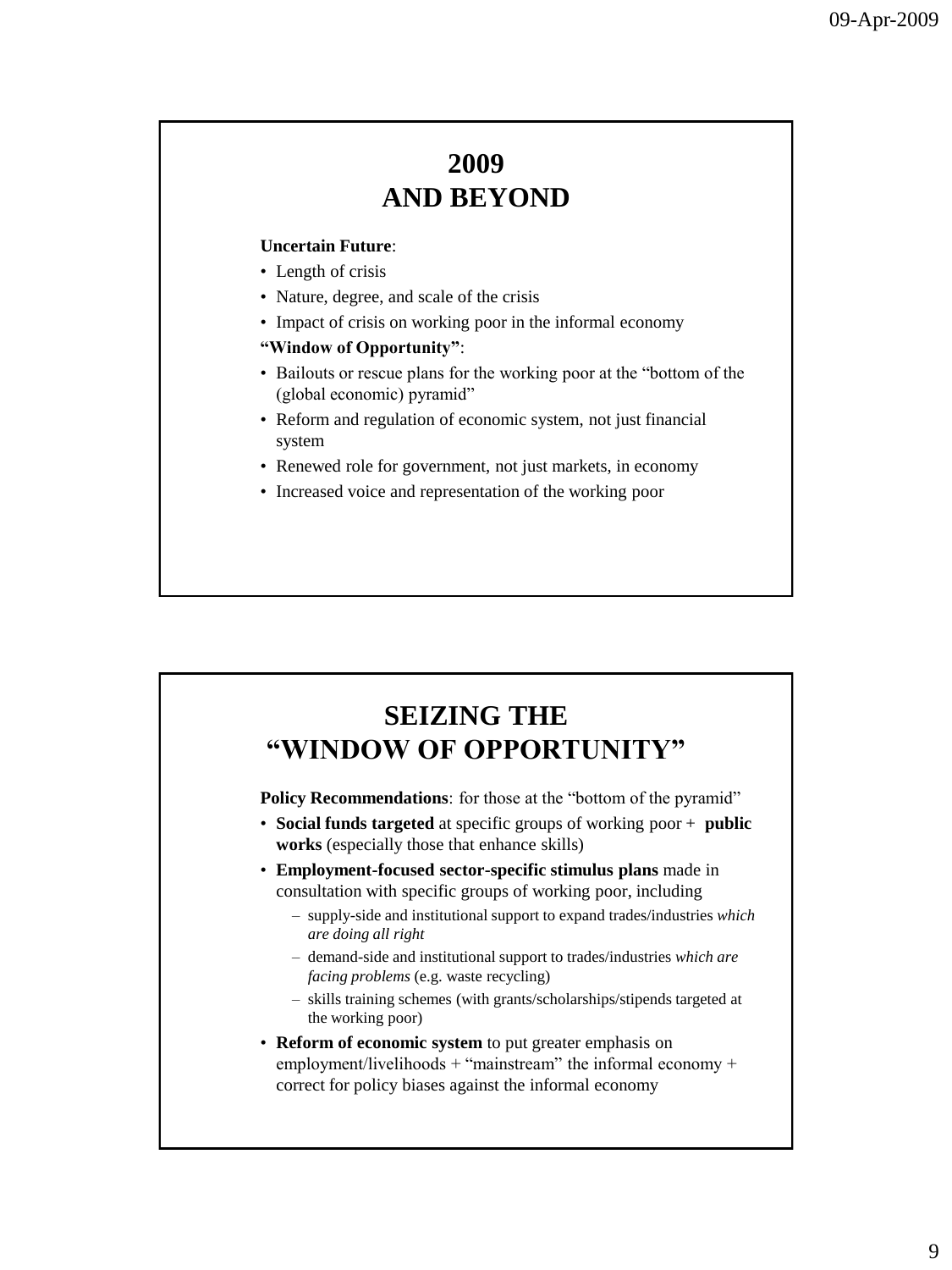## 2009 AND BEYOND

**Uncertain Future**:

- Length of crisis
- Nature, degree, and scale of the crisis
- Impact of crisis on working poor in the informal economy

**"Window of Opportunity"**:

- Bailouts or rescue plans for the working poor at the "bottom of the (global economic) pyramid"
- Reform and regulation of economic system, not just financial system
- Renewed role for government, not just markets, in economy
- Increased voice and representation of the working poor

## SEIZING THE "WINDOW OF OPPORTUNITY"

**Policy Recommendations**: for those at the "bottom of the pyramid"

- **Social funds targeted** at specific groups of working poor + **public works** (especially those that enhance skills)
- **Employment-focused sector-specific stimulus plans** made in consultation with specific groups of working poor, including
  - supply-side and institutional support to expand trades/industries *which are doing all right*
  - demand-side and institutional support to trades/industries *which are facing problems* (e.g. waste recycling)
  - skills training schemes (with grants/scholarships/stipends targeted at the working poor)
- **Reform of economic system** to put greater emphasis on employment/livelihoods + "mainstream" the informal economy + correct for policy biases against the informal economy